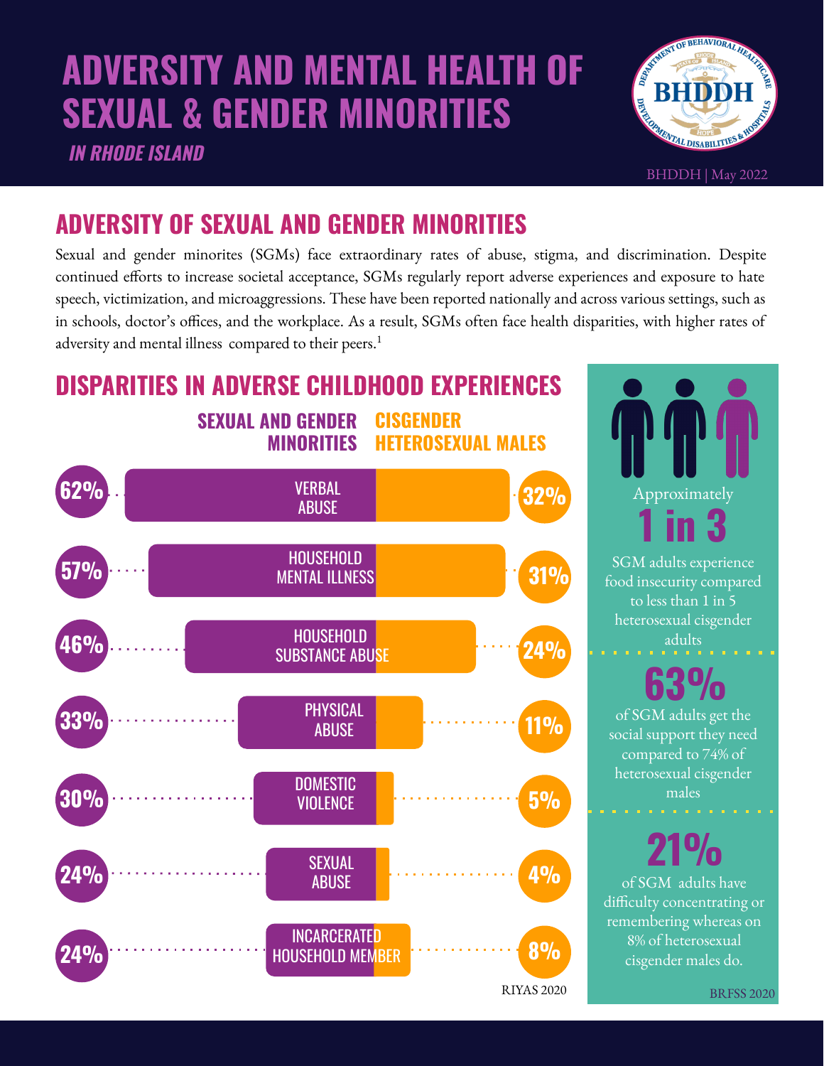# ADVERSITY AND MENTAL HEALTH OF SEXUAL & GENDER MINORITIES

***IN RHODE ISLAND***

BHDDH | May 2022

## ADVERSITY OF SEXUAL AND GENDER MINORITIES

Sexual and gender minorites (SGMs) face extraordinary rates of abuse, stigma, and discrimination. Despite continued efforts to increase societal acceptance, SGMs regularly report adverse experiences and exposure to hate speech, victimization, and microaggressions. These have been reported nationally and across various settings, such as in schools, doctor's offices, and the workplace. As a result, SGMs often face health disparities, with higher rates of adversity and mental illness compared to their peers.[1]

## DISPARITIES IN ADVERSE CHILDHOOD EXPERIENCES

| | SEXUAL AND GENDER MINORITIES | CISGENDER HETEROSEXUAL MALES |
|---|---|---|
| VERBAL ABUSE | 62% | 32% |
| HOUSEHOLD MENTAL ILLNESS | 57% | 31% |
| HOUSEHOLD SUBSTANCE ABUSE | 46% | 24% |
| PHYSICAL ABUSE | 33% | 11% |
| DOMESTIC VIOLENCE | 30% | 5% |
| SEXUAL ABUSE | 24% | 4% |
| INCARCERATED HOUSEHOLD MEMBER | 24% | 8% |

RIYAS 2020

Approximately **1 in 3** SGM adults experience food insecurity compared to less than 1 in 5 heterosexual cisgender adults

**63%** of SGM adults get the social support they need compared to 74% of heterosexual cisgender males

**21%** of SGM adults have difficulty concentrating or remembering whereas on 8% of heterosexual cisgender males do.

BRFSS 2020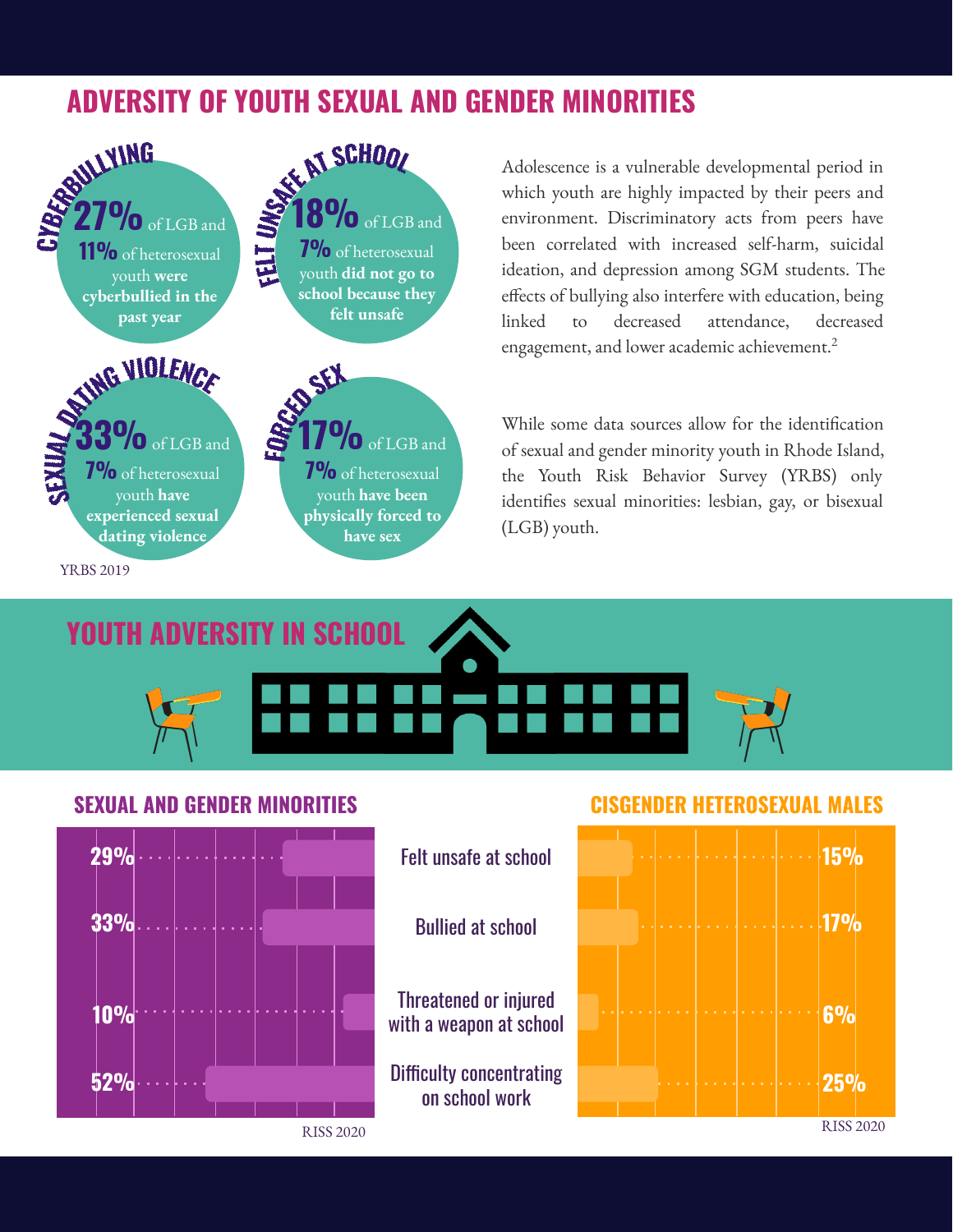## ADVERSITY OF YOUTH SEXUAL AND GENDER MINORITIES

**CYBERBULLYING**

**27%** of LGB and **11%** of heterosexual youth **were cyberbullied in the past year**

**FELT UNSAFE AT SCHOOL**

**18%** of LGB and **7%** of heterosexual youth **did not go to school because they felt unsafe**

**SEXUAL DATING VIOLENCE**

**33%** of LGB and **7%** of heterosexual youth **have experienced sexual dating violence**

**FORCED SEX**

**17%** of LGB and **7%** of heterosexual youth **have been physically forced to have sex**

YRBS 2019

Adolescence is a vulnerable developmental period in which youth are highly impacted by their peers and environment. Discriminatory acts from peers have been correlated with increased self-harm, suicidal ideation, and depression among SGM students. The effects of bullying also interfere with education, being linked to decreased attendance, decreased engagement, and lower academic achievement.[2]

While some data sources allow for the identification of sexual and gender minority youth in Rhode Island, the Youth Risk Behavior Survey (YRBS) only identifies sexual minorities: lesbian, gay, or bisexual (LGB) youth.

## YOUTH ADVERSITY IN SCHOOL

| | SEXUAL AND GENDER MINORITIES | CISGENDER HETEROSEXUAL MALES |
|---|---|---|
| Felt unsafe at school | 29% | 15% |
| Bullied at school | 33% | 17% |
| Threatened or injured with a weapon at school | 10% | 6% |
| Difficulty concentrating on school work | 52% | 25% |

RISS 2020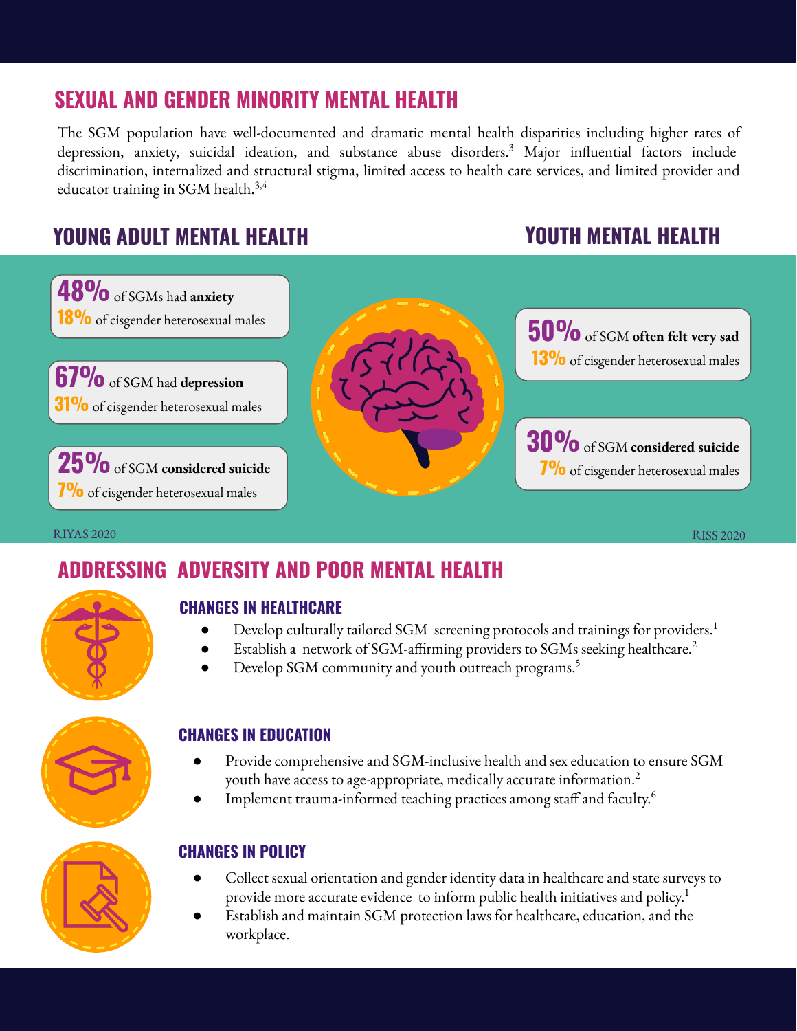## SEXUAL AND GENDER MINORITY MENTAL HEALTH

The SGM population have well-documented and dramatic mental health disparities including higher rates of depression, anxiety, suicidal ideation, and substance abuse disorders.[3] Major influential factors include discrimination, internalized and structural stigma, limited access to health care services, and limited provider and educator training in SGM health.[3,4]

## YOUNG ADULT MENTAL HEALTH

**48%** of SGMs had **anxiety**
**18%** of cisgender heterosexual males

**67%** of SGM had **depression**
**31%** of cisgender heterosexual males

**25%** of SGM **considered suicide**
**7%** of cisgender heterosexual males

RIYAS 2020

## YOUTH MENTAL HEALTH

**50%** of SGM **often felt very sad**
**13%** of cisgender heterosexual males

**30%** of SGM **considered suicide**
**7%** of cisgender heterosexual males

RISS 2020

## ADDRESSING ADVERSITY AND POOR MENTAL HEALTH

### CHANGES IN HEALTHCARE

- Develop culturally tailored SGM screening protocols and trainings for providers.[1]
- Establish a network of SGM-affirming providers to SGMs seeking healthcare.[2]
- Develop SGM community and youth outreach programs.[5]

### CHANGES IN EDUCATION

- Provide comprehensive and SGM-inclusive health and sex education to ensure SGM youth have access to age-appropriate, medically accurate information.[2]
- Implement trauma-informed teaching practices among staff and faculty.[6]

### CHANGES IN POLICY

- Collect sexual orientation and gender identity data in healthcare and state surveys to provide more accurate evidence to inform public health initiatives and policy.[1]
- Establish and maintain SGM protection laws for healthcare, education, and the workplace.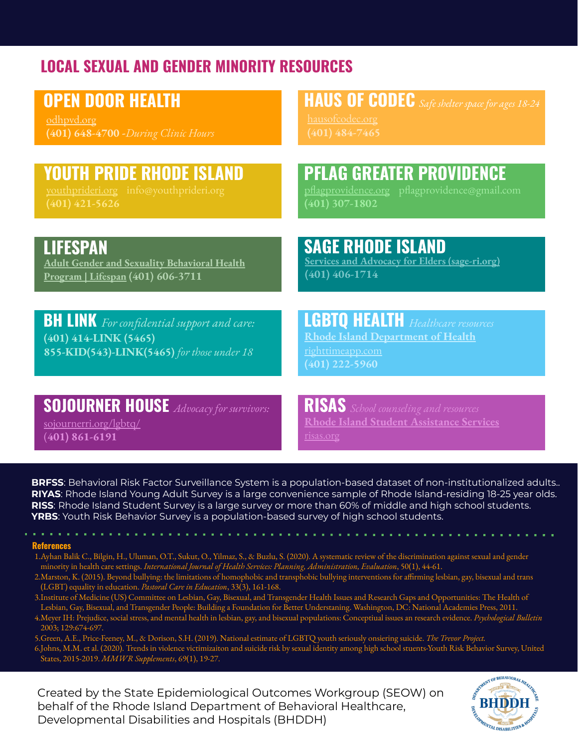## LOCAL SEXUAL AND GENDER MINORITY RESOURCES

### OPEN DOOR HEALTH
odhpvd.org
**(401) 648-4700** *-During Clinic Hours*

### HAUS OF CODEC *Safe shelter space for ages 18-24*
hausofcodec.org
**(401) 484-7465**

### YOUTH PRIDE RHODE ISLAND
youthprideri.org info@youthprideri.org
**(401) 421-5626**

### PFLAG GREATER PROVIDENCE
pflagprovidence.org pflagprovidence@gmail.com
**(401) 307-1802**

### LIFESPAN
**Adult Gender and Sexuality Behavioral Health Program | Lifespan (401) 606-3711**

### SAGE RHODE ISLAND
**Services and Advocacy for Elders (sage-ri.org)**
**(401) 406-1714**

### BH LINK *For confidential support and care:*
**(401) 414-LINK (5465)**
**855-KID(543)-LINK(5465)** *for those under 18*

### LGBTQ HEALTH *Healthcare resources*
**Rhode Island Department of Health**
righttimeapp.com
**(401) 222-5960**

### SOJOURNER HOUSE *Advocacy for survivors:*
sojournerri.org/lgbtq/
**(401) 861-6191**

### RISAS *School counseling and resources*
**Rhode Island Student Assistance Services**
risas.org

**BRFSS**: Behavioral Risk Factor Surveillance System is a population-based dataset of non-institutionalized adults..
**RIYAS**: Rhode Island Young Adult Survey is a large convenience sample of Rhode Island-residing 18-25 year olds.
**RISS**: Rhode Island Student Survey is a large survey or more than 60% of middle and high school students.
**YRBS**: Youth Risk Behavior Survey is a population-based survey of high school students.

**References**

1. Ayhan Balik C., Bilgin, H., Uluman, O.T., Sukut, O., Yilmaz, S., & Buzlu, S. (2020). A systematic review of the discrimination against sexual and gender minority in health care settings. *International Journal of Health Services: Planning, Administration, Evaluation*, 50(1), 44-61.
2. Marston, K. (2015). Beyond bullying: the limitations of homophobic and transphobic bullying interventions for affirming lesbian, gay, bisexual and trans (LGBT) equality in education. *Pastoral Care in Education*, 33(3), 161-168.
3. Institute of Medicine (US) Committee on Lesbian, Gay, Bisexual, and Transgender Health Issues and Research Gaps and Opportunities: The Health of Lesbian, Gay, Bisexual, and Transgender People: Building a Foundation for Better Understaning. Washington, DC: National Academies Press, 2011.
4. Meyer IH: Prejudice, social stress, and mental health in lesbian, gay, and bisexual populations: Concepetiual issues an research evidence. *Psychological Bulletin* 2003; 129:674-697.
5. Green, A.E., Price-Feeney, M., & Dorison, S.H. (2019). National estimate of LGBTQ youth seriously onsiering suicide. *The Trevor Project.*
6. Johns, M.M. et al. (2020). Trends in violence victimizaiton and suicide risk by sexual identity among high school stuents-Youth Risk Behavior Survey, United States, 2015-2019. *MMWR Supplements*, 69(1), 19-27.

Created by the State Epidemiological Outcomes Workgroup (SEOW) on behalf of the Rhode Island Department of Behavioral Healthcare, Developmental Disabilities and Hospitals (BHDDH)